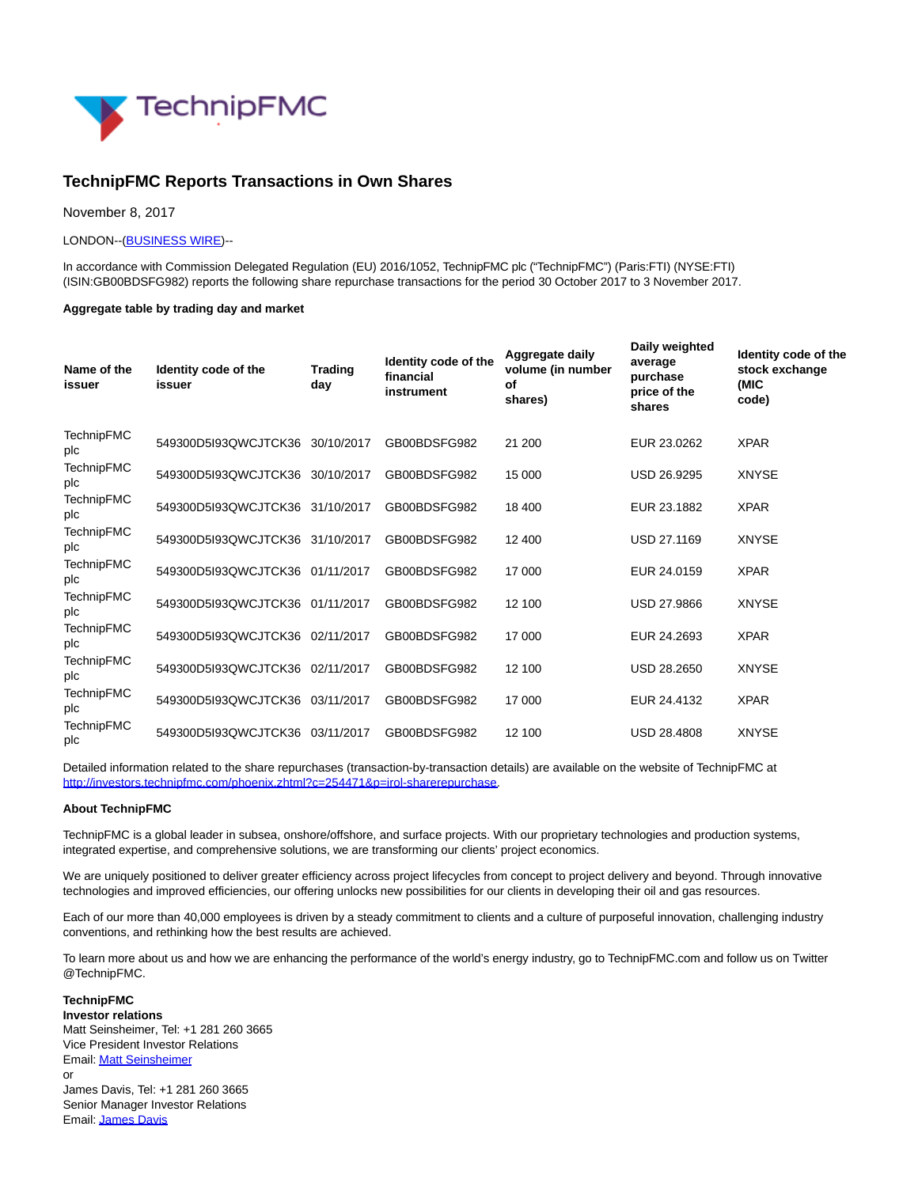# TechnipFMC Reports Transactions in Own Shares

November 8, 2017

LONDON--(BUSINESS WIRE)--

In accordance with Commission Delegated Regulation (EU) 2016/1052, TechnipFMC plc ("TechnipFMC") (Paris:FTI) (NYSE:FTI) (ISIN:GB00BDSFG982) reports the following share repurchase transactions for the period 30 October 2017 to 3 November 2017.

**Aggregate table by trading day and market**

| Name of the issuer | Identity code of the issuer | Trading day | Identity code of the financial instrument | Aggregate daily volume (in number of shares) | Daily weighted average purchase price of the shares | Identity code of the stock exchange (MIC code) |
|---|---|---|---|---|---|---|
| TechnipFMC plc | 549300D5I93QWCJTCK36 | 30/10/2017 | GB00BDSFG982 | 21 200 | EUR 23.0262 | XPAR |
| TechnipFMC plc | 549300D5I93QWCJTCK36 | 30/10/2017 | GB00BDSFG982 | 15 000 | USD 26.9295 | XNYSE |
| TechnipFMC plc | 549300D5I93QWCJTCK36 | 31/10/2017 | GB00BDSFG982 | 18 400 | EUR 23.1882 | XPAR |
| TechnipFMC plc | 549300D5I93QWCJTCK36 | 31/10/2017 | GB00BDSFG982 | 12 400 | USD 27.1169 | XNYSE |
| TechnipFMC plc | 549300D5I93QWCJTCK36 | 01/11/2017 | GB00BDSFG982 | 17 000 | EUR 24.0159 | XPAR |
| TechnipFMC plc | 549300D5I93QWCJTCK36 | 01/11/2017 | GB00BDSFG982 | 12 100 | USD 27.9866 | XNYSE |
| TechnipFMC plc | 549300D5I93QWCJTCK36 | 02/11/2017 | GB00BDSFG982 | 17 000 | EUR 24.2693 | XPAR |
| TechnipFMC plc | 549300D5I93QWCJTCK36 | 02/11/2017 | GB00BDSFG982 | 12 100 | USD 28.2650 | XNYSE |
| TechnipFMC plc | 549300D5I93QWCJTCK36 | 03/11/2017 | GB00BDSFG982 | 17 000 | EUR 24.4132 | XPAR |
| TechnipFMC plc | 549300D5I93QWCJTCK36 | 03/11/2017 | GB00BDSFG982 | 12 100 | USD 28.4808 | XNYSE |

Detailed information related to the share repurchases (transaction-by-transaction details) are available on the website of TechnipFMC at http://investors.technipfmc.com/phoenix.zhtml?c=254471&p=irol-sharerepurchase.

**About TechnipFMC**

TechnipFMC is a global leader in subsea, onshore/offshore, and surface projects. With our proprietary technologies and production systems, integrated expertise, and comprehensive solutions, we are transforming our clients' project economics.

We are uniquely positioned to deliver greater efficiency across project lifecycles from concept to project delivery and beyond. Through innovative technologies and improved efficiencies, our offering unlocks new possibilities for our clients in developing their oil and gas resources.

Each of our more than 40,000 employees is driven by a steady commitment to clients and a culture of purposeful innovation, challenging industry conventions, and rethinking how the best results are achieved.

To learn more about us and how we are enhancing the performance of the world's energy industry, go to TechnipFMC.com and follow us on Twitter @TechnipFMC.

**TechnipFMC**
**Investor relations**
Matt Seinsheimer, Tel: +1 281 260 3665
Vice President Investor Relations
Email: Matt Seinsheimer
or
James Davis, Tel: +1 281 260 3665
Senior Manager Investor Relations
Email: James Davis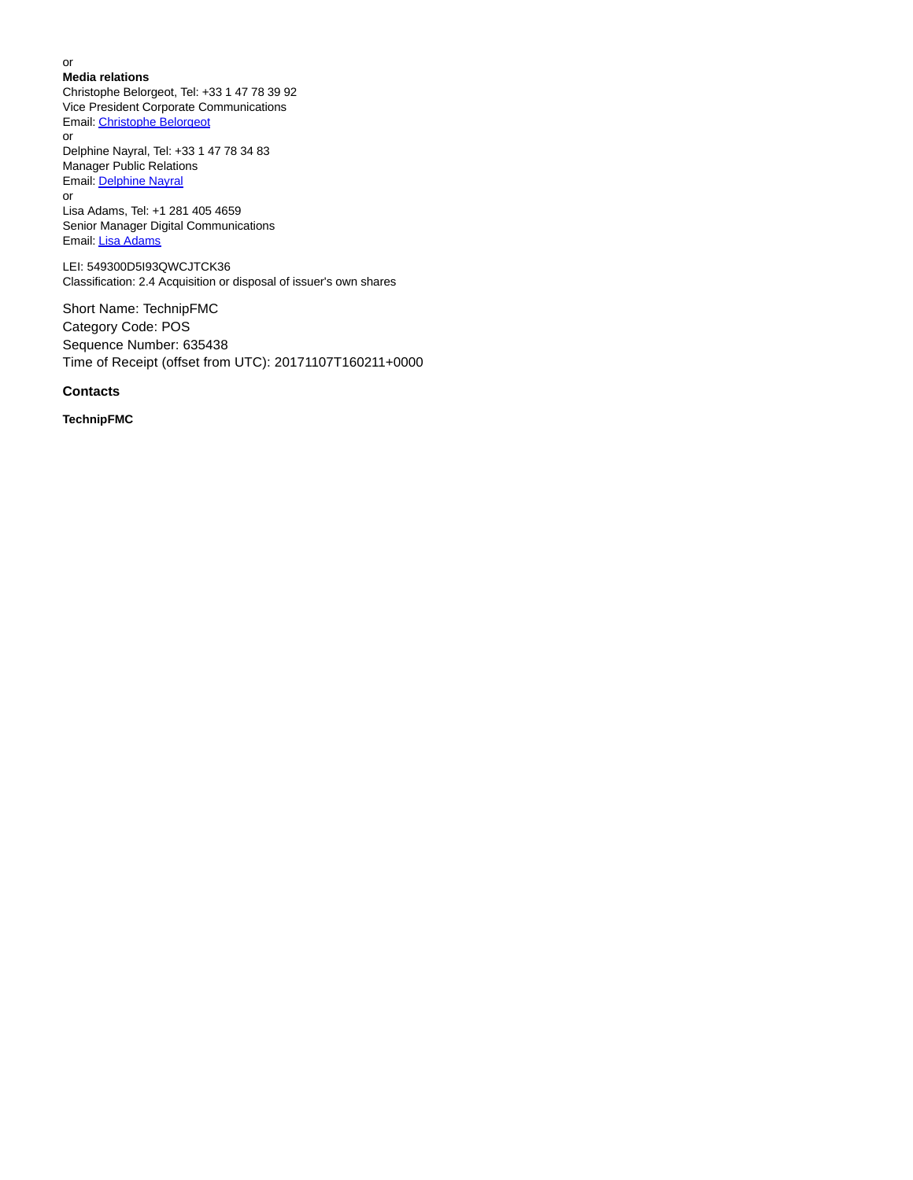or

**Media relations**

Christophe Belorgeot, Tel: +33 1 47 78 39 92
Vice President Corporate Communications
Email: Christophe Belorgeot

or

Delphine Nayral, Tel: +33 1 47 78 34 83
Manager Public Relations
Email: Delphine Nayral

or

Lisa Adams, Tel: +1 281 405 4659
Senior Manager Digital Communications
Email: Lisa Adams

LEI: 549300D5I93QWCJTCK36
Classification: 2.4 Acquisition or disposal of issuer's own shares

Short Name: TechnipFMC
Category Code: POS
Sequence Number: 635438
Time of Receipt (offset from UTC): 20171107T160211+0000

### Contacts

**TechnipFMC**